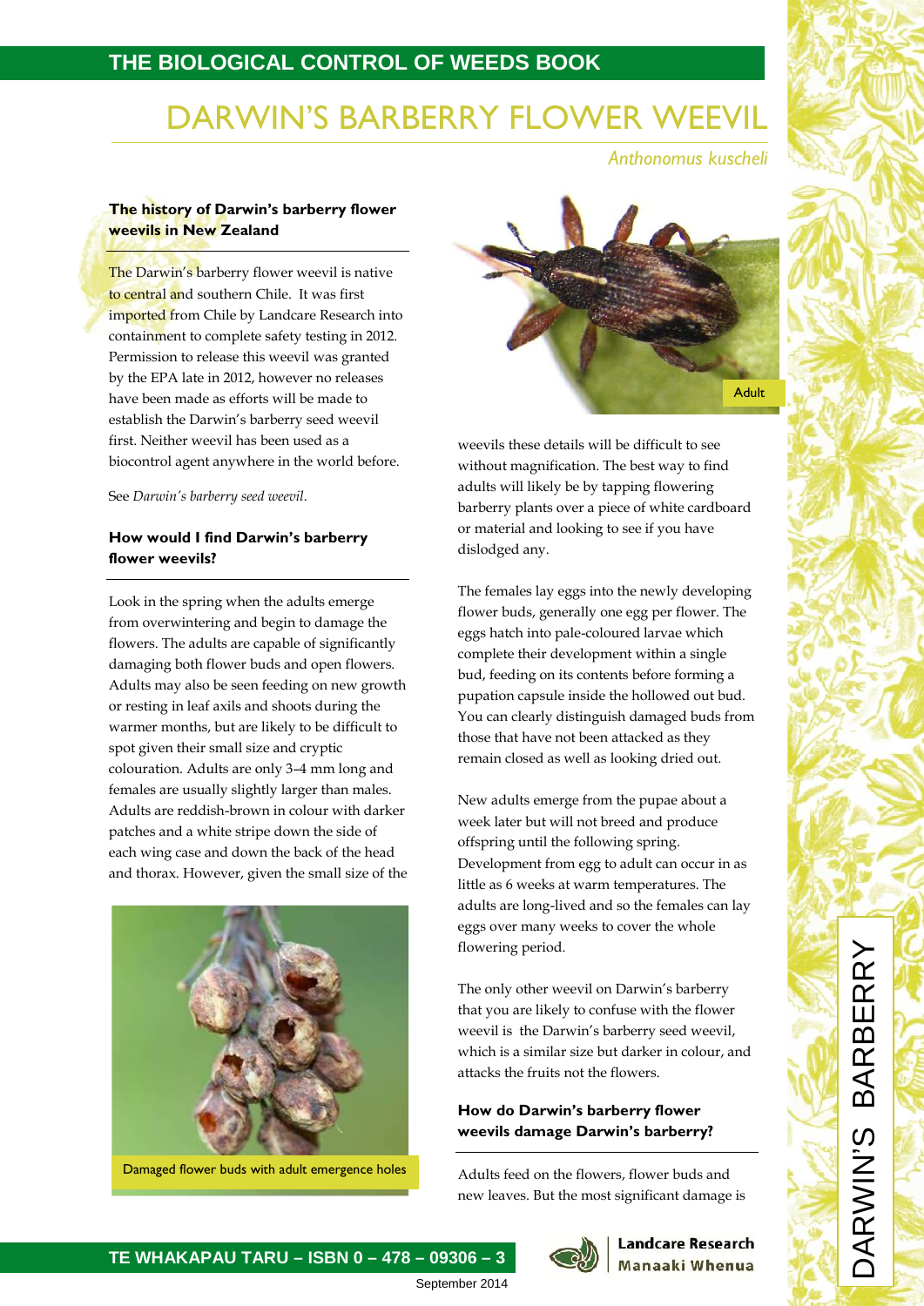# DARWIN'S BARBERRY FLOWER WEEVIL

*Anthonomus kuscheli*

### The history of Darwin's barberry flower weevils in New Zealand

The Darwin's barberry flower weevil is native to central and southern Chile. It was first imported from Chile by Landcare Research into containment to complete safety testing in 2012. Permission to release this weevil was granted by the EPA late in 2012, however no releases have been made as efforts will be made to establish the Darwin's barberry seed weevil first. Neither weevil has been used as a biocontrol agent anywhere in the world before.

See *Darwin's barberry seed weevil*.

### How would I find Darwin's barberry flower weevils?

Look in the spring when the adults emerge from overwintering and begin to damage the flowers. The adults are capable of significantly damaging both flower buds and open flowers. Adults may also be seen feeding on new growth or resting in leaf axils and shoots during the warmer months, but are likely to be difficult to spot given their small size and cryptic colouration. Adults are only 3–4 mm long and females are usually slightly larger than males. Adults are reddish-brown in colour with darker patches and a white stripe down the side of each wing case and down the back of the head and thorax. However, given the small size of the weevils these details will be difficult to see without magnification. The best way to find adults will likely be by tapping flowering barberry plants over a piece of white cardboard or material and looking to see if you have dislodged any.

Damaged flower buds with adult emergence holes

Adult

The females lay eggs into the newly developing flower buds, generally one egg per flower. The eggs hatch into pale-coloured larvae which complete their development within a single bud, feeding on its contents before forming a pupation capsule inside the hollowed out bud. You can clearly distinguish damaged buds from those that have not been attacked as they remain closed as well as looking dried out.

New adults emerge from the pupae about a week later but will not breed and produce offspring until the following spring. Development from egg to adult can occur in as little as 6 weeks at warm temperatures. The adults are long-lived and so the females can lay eggs over many weeks to cover the whole flowering period.

The only other weevil on Darwin's barberry that you are likely to confuse with the flower weevil is the Darwin's barberry seed weevil, which is a similar size but darker in colour, and attacks the fruits not the flowers.

### How do Darwin's barberry flower weevils damage Darwin's barberry?

Adults feed on the flowers, flower buds and new leaves. But the most significant damage is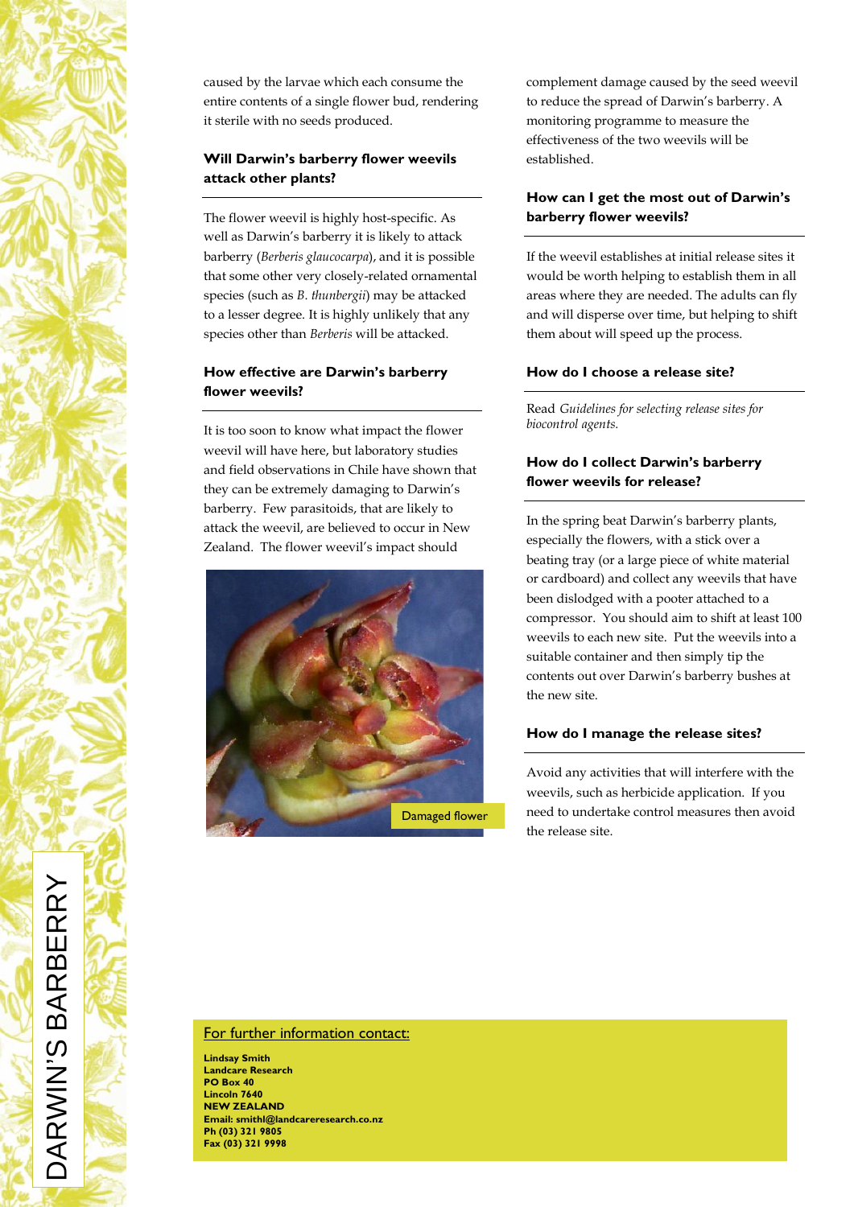caused by the larvae which each consume the entire contents of a single flower bud, rendering it sterile with no seeds produced.

### Will Darwin's barberry flower weevils attack other plants?

The flower weevil is highly host-specific. As well as Darwin's barberry it is likely to attack barberry (*Berberis glaucocarpa*), and it is possible that some other very closely-related ornamental species (such as *B. thunbergii*) may be attacked to a lesser degree. It is highly unlikely that any species other than *Berberis* will be attacked.

### How effective are Darwin's barberry flower weevils?

It is too soon to know what impact the flower weevil will have here, but laboratory studies and field observations in Chile have shown that they can be extremely damaging to Darwin's barberry. Few parasitoids, that are likely to attack the weevil, are believed to occur in New Zealand. The flower weevil's impact should complement damage caused by the seed weevil to reduce the spread of Darwin's barberry. A monitoring programme to measure the effectiveness of the two weevils will be established.

Damaged flower

### How can I get the most out of Darwin's barberry flower weevils?

If the weevil establishes at initial release sites it would be worth helping to establish them in all areas where they are needed. The adults can fly and will disperse over time, but helping to shift them about will speed up the process.

### How do I choose a release site?

Read *Guidelines for selecting release sites for biocontrol agents.*

### How do I collect Darwin's barberry flower weevils for release?

In the spring beat Darwin's barberry plants, especially the flowers, with a stick over a beating tray (or a large piece of white material or cardboard) and collect any weevils that have been dislodged with a pooter attached to a compressor. You should aim to shift at least 100 weevils to each new site. Put the weevils into a suitable container and then simply tip the contents out over Darwin's barberry bushes at the new site.

### How do I manage the release sites?

Avoid any activities that will interfere with the weevils, such as herbicide application. If you need to undertake control measures then avoid the release site.

For further information contact:

**Lindsay Smith**
**Landcare Research**
**PO Box 40**
**Lincoln 7640**
**NEW ZEALAND**
**Email: smithl@landcareresearch.co.nz**
**Ph (03) 321 9805**
**Fax (03) 321 9998**